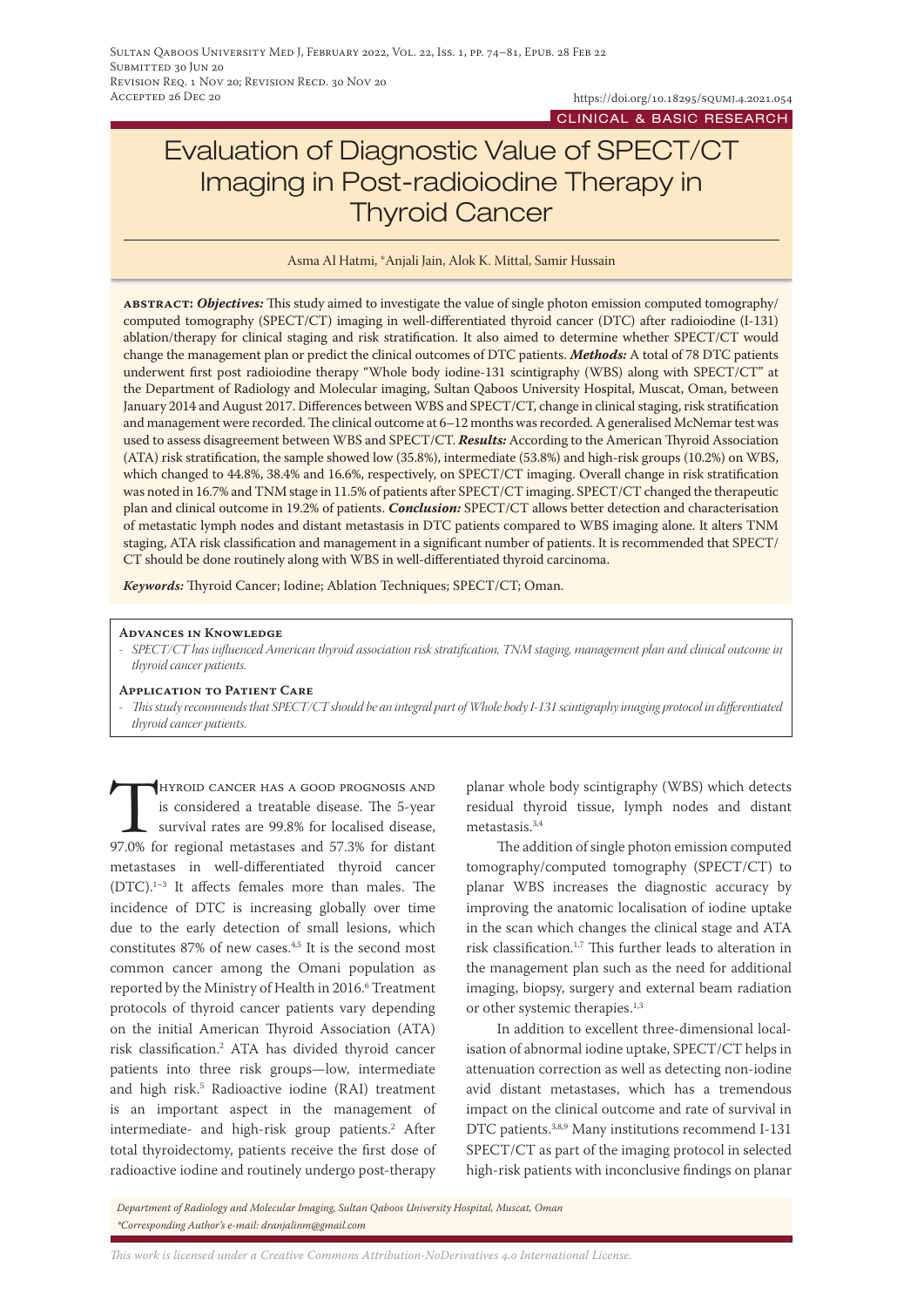https://doi.org/10.18295/squmj.4.2021.054

CLINICAL & BASIC RESEARCH

Submitted 30 Jun 20
Revision Req. 1 Nov 20; Revision Recd. 30 Nov 20
Accepted 26 Dec 20

# Evaluation of Diagnostic Value of SPECT/CT Imaging in Post-radioiodine Therapy in Thyroid Cancer

Asma Al Hatmi, *Anjali Jain, Alok K. Mittal, Samir Hussain

**abstract:** ***Objectives:*** This study aimed to investigate the value of single photon emission computed tomography/computed tomography (SPECT/CT) imaging in well-differentiated thyroid cancer (DTC) after radioiodine (I-131) ablation/therapy for clinical staging and risk stratification. It also aimed to determine whether SPECT/CT would change the management plan or predict the clinical outcomes of DTC patients. ***Methods:*** A total of 78 DTC patients underwent first post radioiodine therapy "Whole body iodine-131 scintigraphy (WBS) along with SPECT/CT" at the Department of Radiology and Molecular imaging, Sultan Qaboos University Hospital, Muscat, Oman, between January 2014 and August 2017. Differences between WBS and SPECT/CT, change in clinical staging, risk stratification and management were recorded. The clinical outcome at 6–12 months was recorded. A generalised McNemar test was used to assess disagreement between WBS and SPECT/CT. ***Results:*** According to the American Thyroid Association (ATA) risk stratification, the sample showed low (35.8%), intermediate (53.8%) and high-risk groups (10.2%) on WBS, which changed to 44.8%, 38.4% and 16.6%, respectively, on SPECT/CT imaging. Overall change in risk stratification was noted in 16.7% and TNM stage in 11.5% of patients after SPECT/CT imaging. SPECT/CT changed the therapeutic plan and clinical outcome in 19.2% of patients. ***Conclusion:*** SPECT/CT allows better detection and characterisation of metastatic lymph nodes and distant metastasis in DTC patients compared to WBS imaging alone. It alters TNM staging, ATA risk classification and management in a significant number of patients. It is recommended that SPECT/CT should be done routinely along with WBS in well-differentiated thyroid carcinoma.

***Keywords:*** Thyroid Cancer; Iodine; Ablation Techniques; SPECT/CT; Oman.

**Advances in Knowledge**

- *SPECT/CT has influenced American thyroid association risk stratification, TNM staging, management plan and clinical outcome in thyroid cancer patients.*

**Application to Patient Care**

- *This study recommends that SPECT/CT should be an integral part of Whole body I-131 scintigraphy imaging protocol in differentiated thyroid cancer patients.*

Thyroid cancer has a good prognosis and is considered a treatable disease. The 5-year survival rates are 99.8% for localised disease, 97.0% for regional metastases and 57.3% for distant metastases in well-differentiated thyroid cancer (DTC).[1–3] It affects females more than males. The incidence of DTC is increasing globally over time due to the early detection of small lesions, which constitutes 87% of new cases.[4,5] It is the second most common cancer among the Omani population as reported by the Ministry of Health in 2016.[6] Treatment protocols of thyroid cancer patients vary depending on the initial American Thyroid Association (ATA) risk classification.[2] ATA has divided thyroid cancer patients into three risk groups—low, intermediate and high risk.[5] Radioactive iodine (RAI) treatment is an important aspect in the management of intermediate- and high-risk group patients.[2] After total thyroidectomy, patients receive the first dose of radioactive iodine and routinely undergo post-therapy planar whole body scintigraphy (WBS) which detects residual thyroid tissue, lymph nodes and distant metastasis.[3,4]

The addition of single photon emission computed tomography/computed tomography (SPECT/CT) to planar WBS increases the diagnostic accuracy by improving the anatomic localisation of iodine uptake in the scan which changes the clinical stage and ATA risk classification.[1,7] This further leads to alteration in the management plan such as the need for additional imaging, biopsy, surgery and external beam radiation or other systemic therapies.[1,3]

In addition to excellent three-dimensional localisation of abnormal iodine uptake, SPECT/CT helps in attenuation correction as well as detecting non-iodine avid distant metastases, which has a tremendous impact on the clinical outcome and rate of survival in DTC patients.[3,8,9] Many institutions recommend I-131 SPECT/CT as part of the imaging protocol in selected high-risk patients with inconclusive findings on planar

*Department of Radiology and Molecular Imaging, Sultan Qaboos University Hospital, Muscat, Oman*
*\*Corresponding Author's e-mail: dranjalinm@gmail.com*

*This work is licensed under a Creative Commons Attribution-NoDerivatives 4.0 International License.*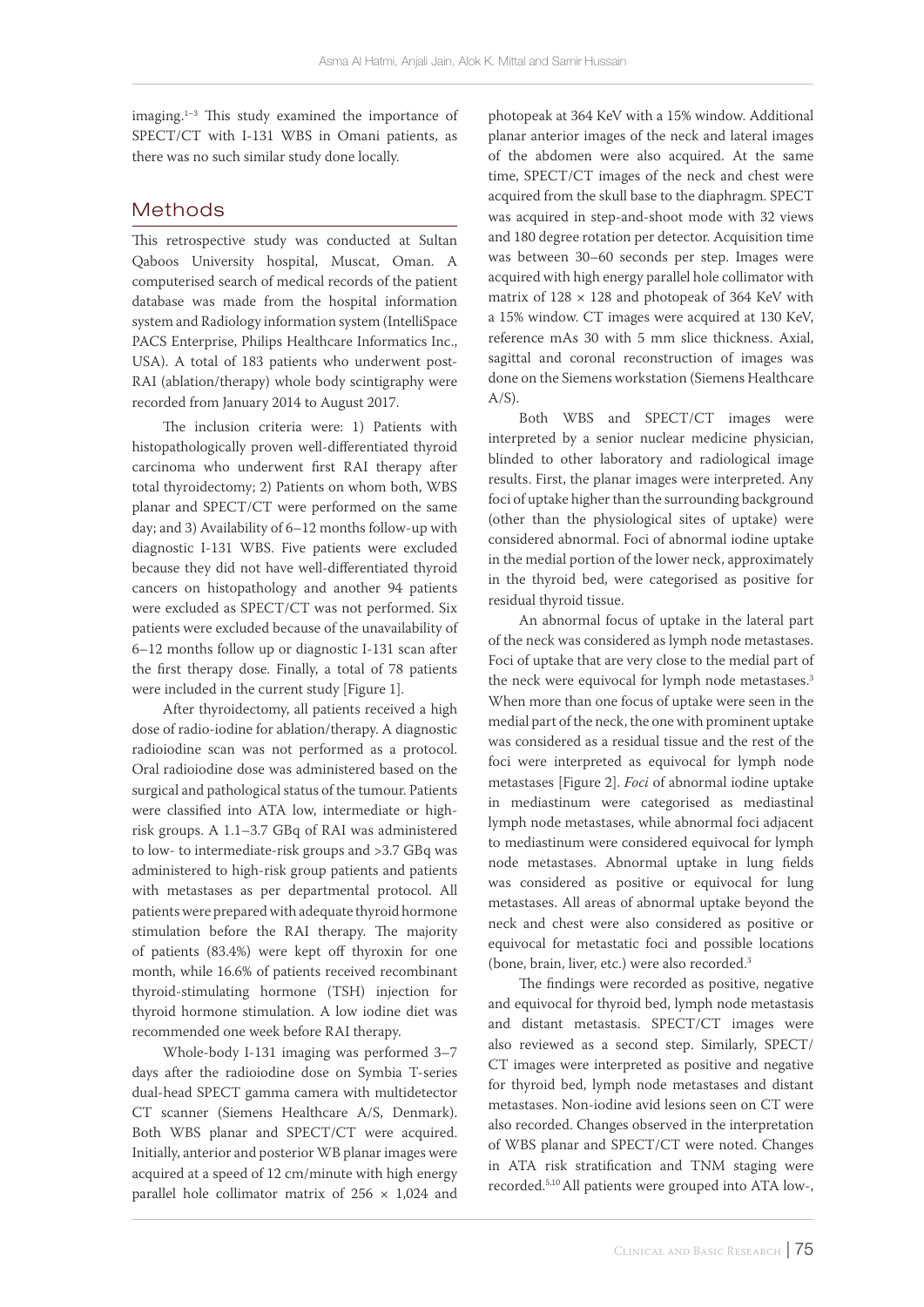imaging.[1–3] This study examined the importance of SPECT/CT with I-131 WBS in Omani patients, as there was no such similar study done locally.

## Methods

This retrospective study was conducted at Sultan Qaboos University hospital, Muscat, Oman. A computerised search of medical records of the patient database was made from the hospital information system and Radiology information system (IntelliSpace PACS Enterprise, Philips Healthcare Informatics Inc., USA). A total of 183 patients who underwent post-RAI (ablation/therapy) whole body scintigraphy were recorded from January 2014 to August 2017.

The inclusion criteria were: 1) Patients with histopathologically proven well-differentiated thyroid carcinoma who underwent first RAI therapy after total thyroidectomy; 2) Patients on whom both, WBS planar and SPECT/CT were performed on the same day; and 3) Availability of 6–12 months follow-up with diagnostic I-131 WBS. Five patients were excluded because they did not have well-differentiated thyroid cancers on histopathology and another 94 patients were excluded as SPECT/CT was not performed. Six patients were excluded because of the unavailability of 6–12 months follow up or diagnostic I-131 scan after the first therapy dose. Finally, a total of 78 patients were included in the current study [Figure 1].

After thyroidectomy, all patients received a high dose of radio-iodine for ablation/therapy. A diagnostic radioiodine scan was not performed as a protocol. Oral radioiodine dose was administered based on the surgical and pathological status of the tumour. Patients were classified into ATA low, intermediate or high-risk groups. A 1.1–3.7 GBq of RAI was administered to low- to intermediate-risk groups and >3.7 GBq was administered to high-risk group patients and patients with metastases as per departmental protocol. All patients were prepared with adequate thyroid hormone stimulation before the RAI therapy. The majority of patients (83.4%) were kept off thyroxin for one month, while 16.6% of patients received recombinant thyroid-stimulating hormone (TSH) injection for thyroid hormone stimulation. A low iodine diet was recommended one week before RAI therapy.

Whole-body I-131 imaging was performed 3–7 days after the radioiodine dose on Symbia T-series dual-head SPECT gamma camera with multidetector CT scanner (Siemens Healthcare A/S, Denmark). Both WBS planar and SPECT/CT were acquired. Initially, anterior and posterior WB planar images were acquired at a speed of 12 cm/minute with high energy parallel hole collimator matrix of $256 \times 1{,}024$ and photopeak at 364 KeV with a 15% window. Additional planar anterior images of the neck and lateral images of the abdomen were also acquired. At the same time, SPECT/CT images of the neck and chest were acquired from the skull base to the diaphragm. SPECT was acquired in step-and-shoot mode with 32 views and 180 degree rotation per detector. Acquisition time was between 30–60 seconds per step. Images were acquired with high energy parallel hole collimator with matrix of $128 \times 128$ and photopeak of 364 KeV with a 15% window. CT images were acquired at 130 KeV, reference mAs 30 with 5 mm slice thickness. Axial, sagittal and coronal reconstruction of images was done on the Siemens workstation (Siemens Healthcare A/S).

Both WBS and SPECT/CT images were interpreted by a senior nuclear medicine physician, blinded to other laboratory and radiological image results. First, the planar images were interpreted. Any foci of uptake higher than the surrounding background (other than the physiological sites of uptake) were considered abnormal. Foci of abnormal iodine uptake in the medial portion of the lower neck, approximately in the thyroid bed, were categorised as positive for residual thyroid tissue.

An abnormal focus of uptake in the lateral part of the neck was considered as lymph node metastases. Foci of uptake that are very close to the medial part of the neck were equivocal for lymph node metastases.[3] When more than one focus of uptake were seen in the medial part of the neck, the one with prominent uptake was considered as a residual tissue and the rest of the foci were interpreted as equivocal for lymph node metastases [Figure 2]. *Foci* of abnormal iodine uptake in mediastinum were categorised as mediastinal lymph node metastases, while abnormal foci adjacent to mediastinum were considered equivocal for lymph node metastases. Abnormal uptake in lung fields was considered as positive or equivocal for lung metastases. All areas of abnormal uptake beyond the neck and chest were also considered as positive or equivocal for metastatic foci and possible locations (bone, brain, liver, etc.) were also recorded.[3]

The findings were recorded as positive, negative and equivocal for thyroid bed, lymph node metastasis and distant metastasis. SPECT/CT images were also reviewed as a second step. Similarly, SPECT/CT images were interpreted as positive and negative for thyroid bed, lymph node metastases and distant metastases. Non-iodine avid lesions seen on CT were also recorded. Changes observed in the interpretation of WBS planar and SPECT/CT were noted. Changes in ATA risk stratification and TNM staging were recorded.[5,10] All patients were grouped into ATA low-,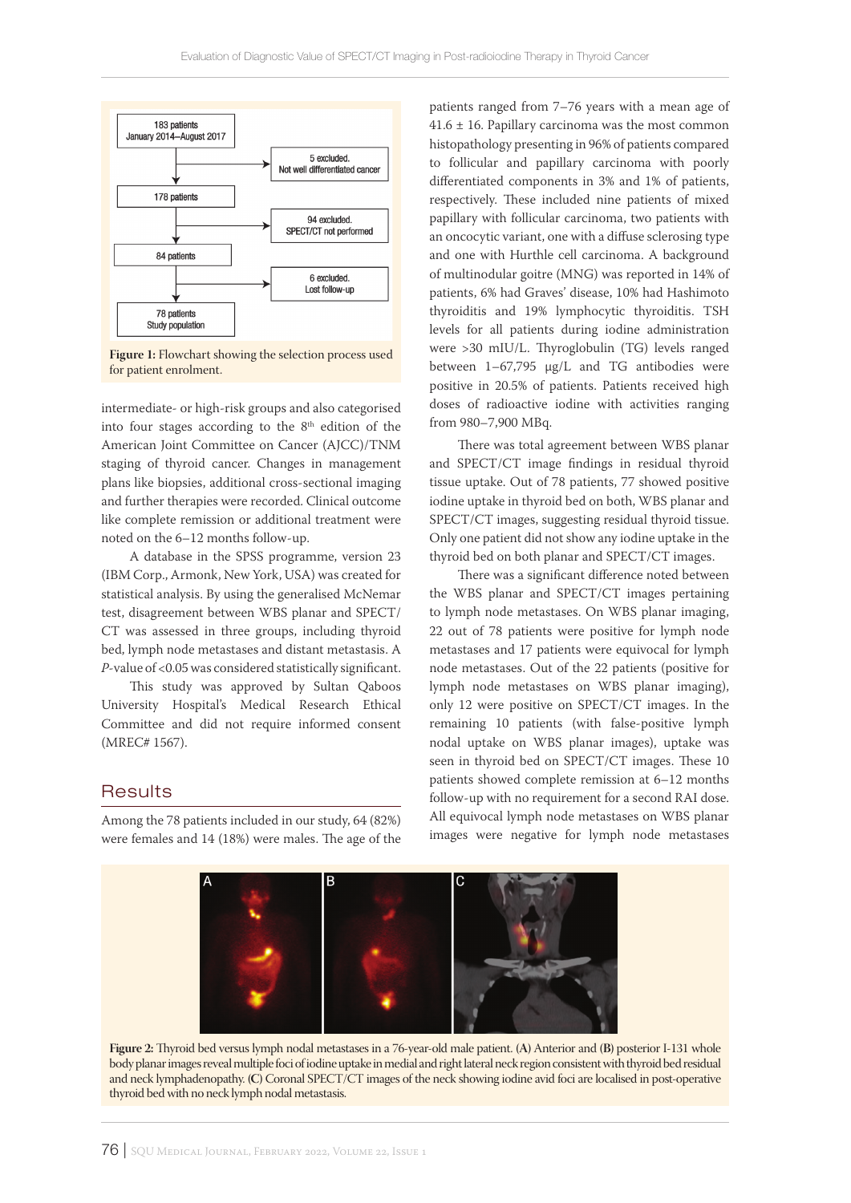183 patients
January 2014–August 2017

5 excluded.
Not well differentiated cancer

178 patients

94 excluded.
SPECT/CT not performed

84 patients

6 excluded.
Lost follow-up

78 patients
Study population

**Figure 1:** Flowchart showing the selection process used for patient enrolment.

intermediate- or high-risk groups and also categorised into four stages according to the 8th edition of the American Joint Committee on Cancer (AJCC)/TNM staging of thyroid cancer. Changes in management plans like biopsies, additional cross-sectional imaging and further therapies were recorded. Clinical outcome like complete remission or additional treatment were noted on the 6–12 months follow-up.

A database in the SPSS programme, version 23 (IBM Corp., Armonk, New York, USA) was created for statistical analysis. By using the generalised McNemar test, disagreement between WBS planar and SPECT/CT was assessed in three groups, including thyroid bed, lymph node metastases and distant metastasis. A *P*-value of <0.05 was considered statistically significant.

This study was approved by Sultan Qaboos University Hospital's Medical Research Ethical Committee and did not require informed consent (MREC# 1567).

## Results

Among the 78 patients included in our study, 64 (82%) were females and 14 (18%) were males. The age of the patients ranged from 7–76 years with a mean age of 41.6 ± 16. Papillary carcinoma was the most common histopathology presenting in 96% of patients compared to follicular and papillary carcinoma with poorly differentiated components in 3% and 1% of patients, respectively. These included nine patients of mixed papillary with follicular carcinoma, two patients with an oncocytic variant, one with a diffuse sclerosing type and one with Hurthle cell carcinoma. A background of multinodular goitre (MNG) was reported in 14% of patients, 6% had Graves' disease, 10% had Hashimoto thyroiditis and 19% lymphocytic thyroiditis. TSH levels for all patients during iodine administration were >30 mIU/L. Thyroglobulin (TG) levels ranged between 1–67,795 μg/L and TG antibodies were positive in 20.5% of patients. Patients received high doses of radioactive iodine with activities ranging from 980–7,900 MBq.

There was total agreement between WBS planar and SPECT/CT image findings in residual thyroid tissue uptake. Out of 78 patients, 77 showed positive iodine uptake in thyroid bed on both, WBS planar and SPECT/CT images, suggesting residual thyroid tissue. Only one patient did not show any iodine uptake in the thyroid bed on both planar and SPECT/CT images.

There was a significant difference noted between the WBS planar and SPECT/CT images pertaining to lymph node metastases. On WBS planar imaging, 22 out of 78 patients were positive for lymph node metastases and 17 patients were equivocal for lymph node metastases. Out of the 22 patients (positive for lymph node metastases on WBS planar imaging), only 12 were positive on SPECT/CT images. In the remaining 10 patients (with false-positive lymph nodal uptake on WBS planar images), uptake was seen in thyroid bed on SPECT/CT images. These 10 patients showed complete remission at 6–12 months follow-up with no requirement for a second RAI dose. All equivocal lymph node metastases on WBS planar images were negative for lymph node metastases

**Figure 2:** Thyroid bed versus lymph nodal metastases in a 76-year-old male patient. (**A**) Anterior and (**B**) posterior I-131 whole body planar images reveal multiple foci of iodine uptake in medial and right lateral neck region consistent with thyroid bed residual and neck lymphadenopathy. (**C**) Coronal SPECT/CT images of the neck showing iodine avid foci are localised in post-operative thyroid bed with no neck lymph nodal metastasis.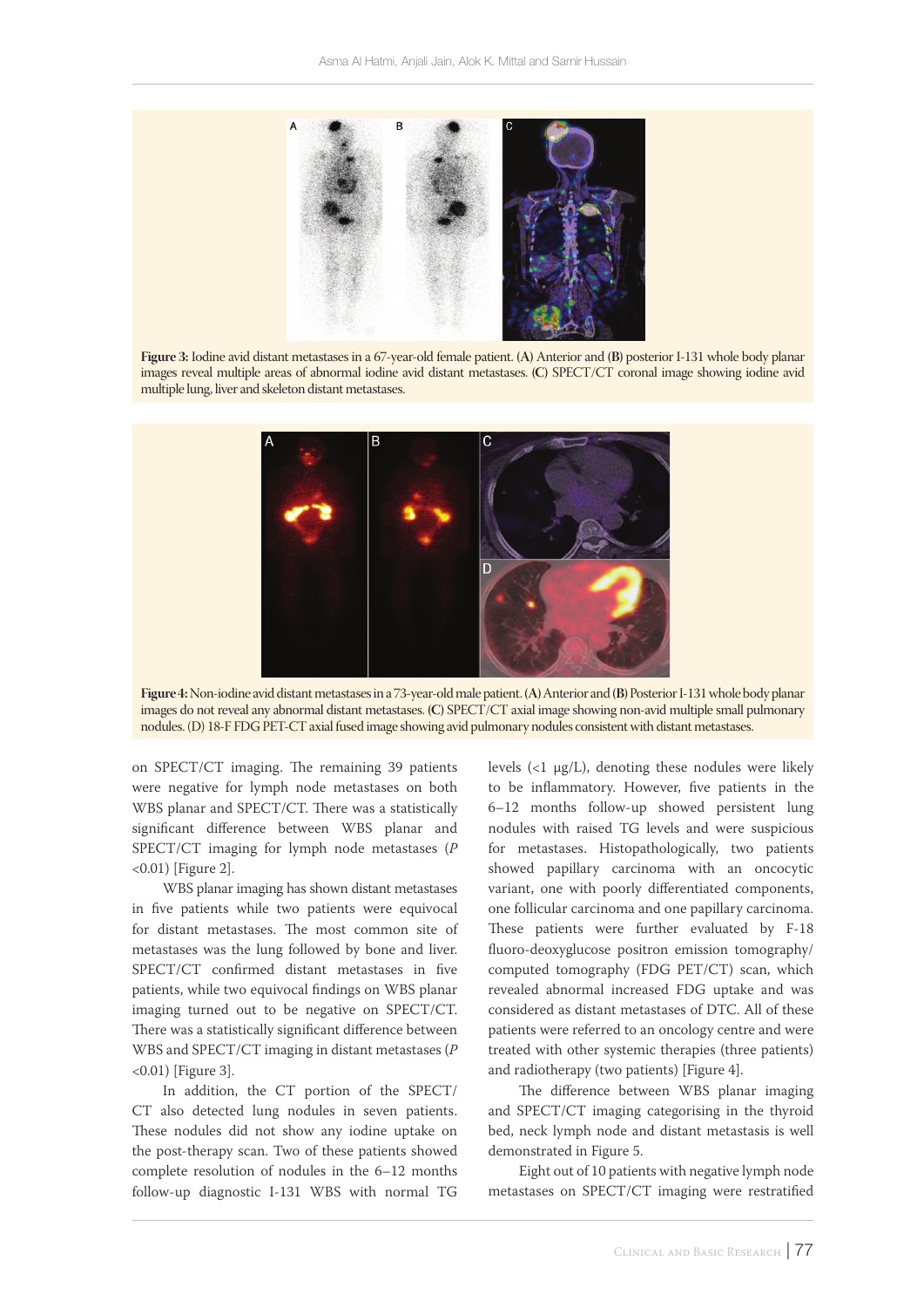**Figure 3:** Iodine avid distant metastases in a 67-year-old female patient. (**A**) Anterior and (**B**) posterior I-131 whole body planar images reveal multiple areas of abnormal iodine avid distant metastases. (**C**) SPECT/CT coronal image showing iodine avid multiple lung, liver and skeleton distant metastases.

**Figure 4:** Non-iodine avid distant metastases in a 73-year-old male patient. (**A**) Anterior and (**B**) Posterior I-131 whole body planar images do not reveal any abnormal distant metastases. (**C**) SPECT/CT axial image showing non-avid multiple small pulmonary nodules. (D) 18-F FDG PET-CT axial fused image showing avid pulmonary nodules consistent with distant metastases.

on SPECT/CT imaging. The remaining 39 patients were negative for lymph node metastases on both WBS planar and SPECT/CT. There was a statistically significant difference between WBS planar and SPECT/CT imaging for lymph node metastases (*P* <0.01) [Figure 2].

WBS planar imaging has shown distant metastases in five patients while two patients were equivocal for distant metastases. The most common site of metastases was the lung followed by bone and liver. SPECT/CT confirmed distant metastases in five patients, while two equivocal findings on WBS planar imaging turned out to be negative on SPECT/CT. There was a statistically significant difference between WBS and SPECT/CT imaging in distant metastases (*P* <0.01) [Figure 3].

In addition, the CT portion of the SPECT/CT also detected lung nodules in seven patients. These nodules did not show any iodine uptake on the post-therapy scan. Two of these patients showed complete resolution of nodules in the 6–12 months follow-up diagnostic I-131 WBS with normal TG levels (<1 μg/L), denoting these nodules were likely to be inflammatory. However, five patients in the 6–12 months follow-up showed persistent lung nodules with raised TG levels and were suspicious for metastases. Histopathologically, two patients showed papillary carcinoma with an oncocytic variant, one with poorly differentiated components, one follicular carcinoma and one papillary carcinoma. These patients were further evaluated by F-18 fluoro-deoxyglucose positron emission tomography/computed tomography (FDG PET/CT) scan, which revealed abnormal increased FDG uptake and was considered as distant metastases of DTC. All of these patients were referred to an oncology centre and were treated with other systemic therapies (three patients) and radiotherapy (two patients) [Figure 4].

The difference between WBS planar imaging and SPECT/CT imaging categorising in the thyroid bed, neck lymph node and distant metastasis is well demonstrated in Figure 5.

Eight out of 10 patients with negative lymph node metastases on SPECT/CT imaging were restratified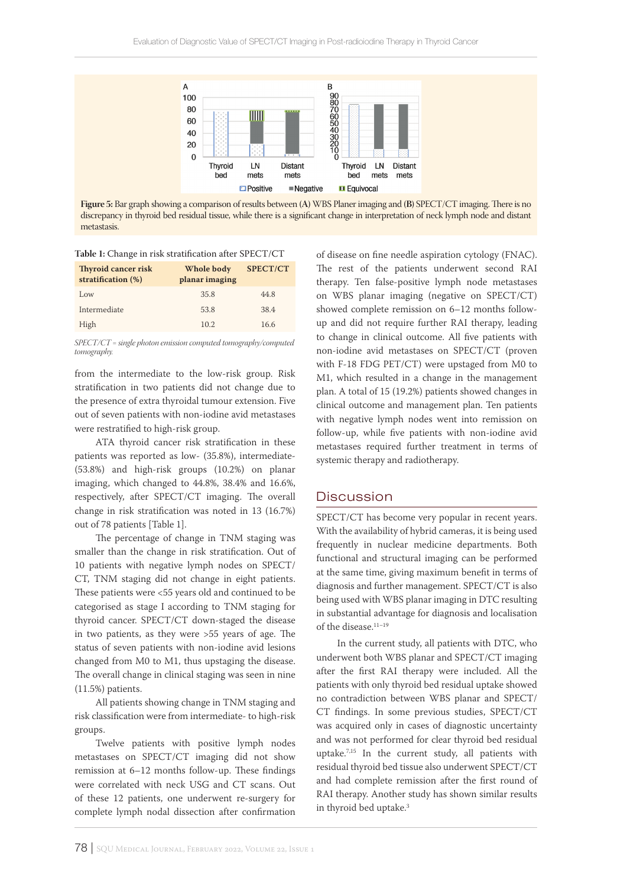Figure 5: Bar graph showing a comparison of results between (A) WBS Planer imaging and (B) SPECT/CT imaging. There is no discrepancy in thyroid bed residual tissue, while there is a significant change in interpretation of neck lymph node and distant metastasis.

**Table 1:** Change in risk stratification after SPECT/CT

| Thyroid cancer risk stratification (%) | Whole body planar imaging | SPECT/CT |
|---|---|---|
| Low | 35.8 | 44.8 |
| Intermediate | 53.8 | 38.4 |
| High | 10.2 | 16.6 |

*SPECT/CT = single photon emission computed tomography/computed tomography.*

from the intermediate to the low-risk group. Risk stratification in two patients did not change due to the presence of extra thyroidal tumour extension. Five out of seven patients with non-iodine avid metastases were restratified to high-risk group.

ATA thyroid cancer risk stratification in these patients was reported as low- (35.8%), intermediate- (53.8%) and high-risk groups (10.2%) on planar imaging, which changed to 44.8%, 38.4% and 16.6%, respectively, after SPECT/CT imaging. The overall change in risk stratification was noted in 13 (16.7%) out of 78 patients [Table 1].

The percentage of change in TNM staging was smaller than the change in risk stratification. Out of 10 patients with negative lymph nodes on SPECT/CT, TNM staging did not change in eight patients. These patients were <55 years old and continued to be categorised as stage I according to TNM staging for thyroid cancer. SPECT/CT down-staged the disease in two patients, as they were >55 years of age. The status of seven patients with non-iodine avid lesions changed from M0 to M1, thus upstaging the disease. The overall change in clinical staging was seen in nine (11.5%) patients.

All patients showing change in TNM staging and risk classification were from intermediate- to high-risk groups.

Twelve patients with positive lymph nodes metastases on SPECT/CT imaging did not show remission at 6–12 months follow-up. These findings were correlated with neck USG and CT scans. Out of these 12 patients, one underwent re-surgery for complete lymph nodal dissection after confirmation of disease on fine needle aspiration cytology (FNAC). The rest of the patients underwent second RAI therapy. Ten false-positive lymph node metastases on WBS planar imaging (negative on SPECT/CT) showed complete remission on 6–12 months follow-up and did not require further RAI therapy, leading to change in clinical outcome. All five patients with non-iodine avid metastases on SPECT/CT (proven with F-18 FDG PET/CT) were upstaged from M0 to M1, which resulted in a change in the management plan. A total of 15 (19.2%) patients showed changes in clinical outcome and management plan. Ten patients with negative lymph nodes went into remission on follow-up, while five patients with non-iodine avid metastases required further treatment in terms of systemic therapy and radiotherapy.

## Discussion

SPECT/CT has become very popular in recent years. With the availability of hybrid cameras, it is being used frequently in nuclear medicine departments. Both functional and structural imaging can be performed at the same time, giving maximum benefit in terms of diagnosis and further management. SPECT/CT is also being used with WBS planar imaging in DTC resulting in substantial advantage for diagnosis and localisation of the disease.[11–19]

In the current study, all patients with DTC, who underwent both WBS planar and SPECT/CT imaging after the first RAI therapy were included. All the patients with only thyroid bed residual uptake showed no contradiction between WBS planar and SPECT/CT findings. In some previous studies, SPECT/CT was acquired only in cases of diagnostic uncertainty and was not performed for clear thyroid bed residual uptake.[7,15] In the current study, all patients with residual thyroid bed tissue also underwent SPECT/CT and had complete remission after the first round of RAI therapy. Another study has shown similar results in thyroid bed uptake.[3]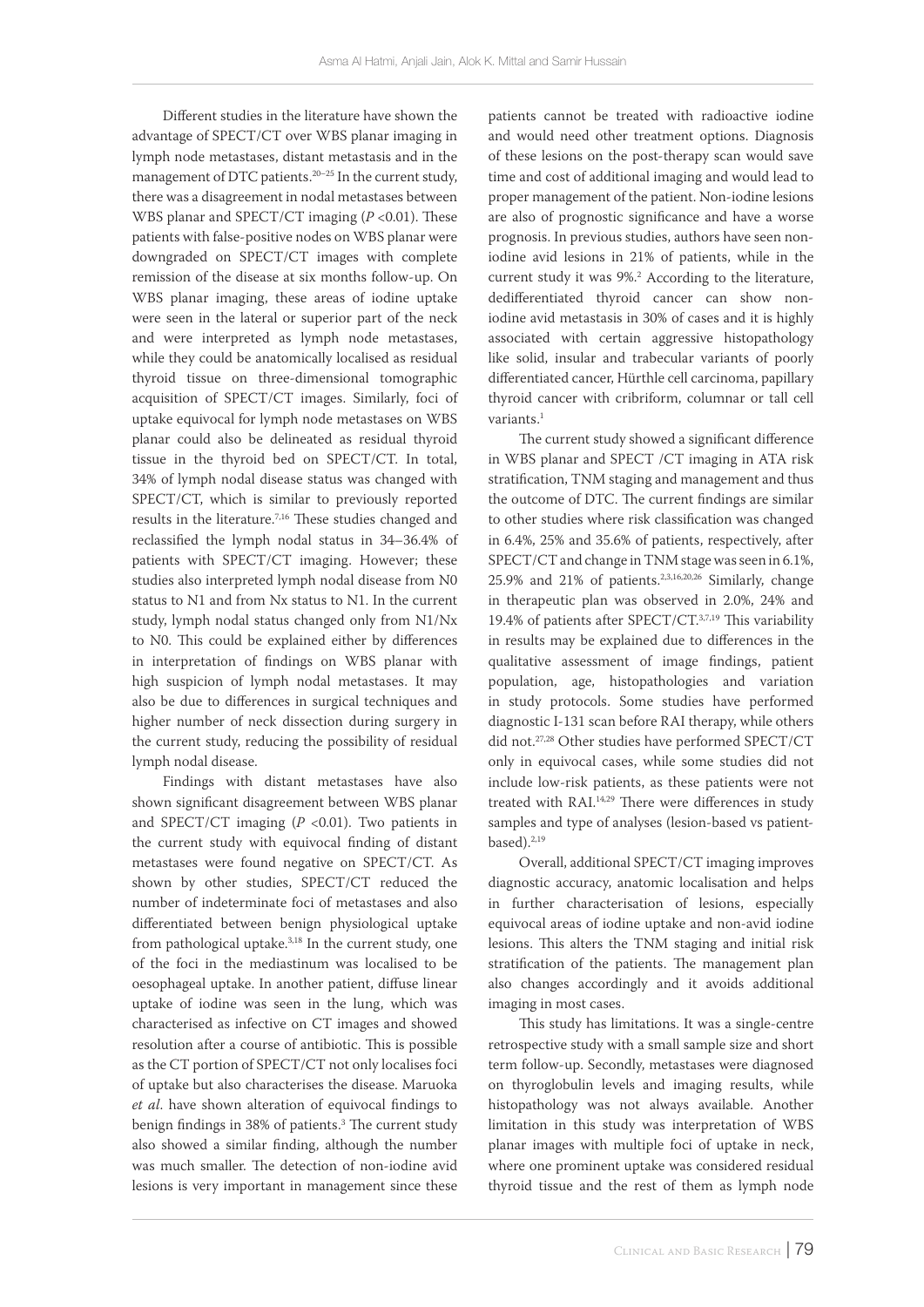Different studies in the literature have shown the advantage of SPECT/CT over WBS planar imaging in lymph node metastases, distant metastasis and in the management of DTC patients.[20–25] In the current study, there was a disagreement in nodal metastases between WBS planar and SPECT/CT imaging ($P$ <0.01). These patients with false-positive nodes on WBS planar were downgraded on SPECT/CT images with complete remission of the disease at six months follow-up. On WBS planar imaging, these areas of iodine uptake were seen in the lateral or superior part of the neck and were interpreted as lymph node metastases, while they could be anatomically localised as residual thyroid tissue on three-dimensional tomographic acquisition of SPECT/CT images. Similarly, foci of uptake equivocal for lymph node metastases on WBS planar could also be delineated as residual thyroid tissue in the thyroid bed on SPECT/CT. In total, 34% of lymph nodal disease status was changed with SPECT/CT, which is similar to previously reported results in the literature.[7,16] These studies changed and reclassified the lymph nodal status in 34–36.4% of patients with SPECT/CT imaging. However; these studies also interpreted lymph nodal disease from N0 status to N1 and from Nx status to N1. In the current study, lymph nodal status changed only from N1/Nx to N0. This could be explained either by differences in interpretation of findings on WBS planar with high suspicion of lymph nodal metastases. It may also be due to differences in surgical techniques and higher number of neck dissection during surgery in the current study, reducing the possibility of residual lymph nodal disease.

Findings with distant metastases have also shown significant disagreement between WBS planar and SPECT/CT imaging ($P$ <0.01). Two patients in the current study with equivocal finding of distant metastases were found negative on SPECT/CT. As shown by other studies, SPECT/CT reduced the number of indeterminate foci of metastases and also differentiated between benign physiological uptake from pathological uptake.[3,18] In the current study, one of the foci in the mediastinum was localised to be oesophageal uptake. In another patient, diffuse linear uptake of iodine was seen in the lung, which was characterised as infective on CT images and showed resolution after a course of antibiotic. This is possible as the CT portion of SPECT/CT not only localises foci of uptake but also characterises the disease. Maruoka *et al*. have shown alteration of equivocal findings to benign findings in 38% of patients.[3] The current study also showed a similar finding, although the number was much smaller. The detection of non-iodine avid lesions is very important in management since these patients cannot be treated with radioactive iodine and would need other treatment options. Diagnosis of these lesions on the post-therapy scan would save time and cost of additional imaging and would lead to proper management of the patient. Non-iodine lesions are also of prognostic significance and have a worse prognosis. In previous studies, authors have seen non-iodine avid lesions in 21% of patients, while in the current study it was 9%.[2] According to the literature, dedifferentiated thyroid cancer can show non-iodine avid metastasis in 30% of cases and it is highly associated with certain aggressive histopathology like solid, insular and trabecular variants of poorly differentiated cancer, Hürthle cell carcinoma, papillary thyroid cancer with cribriform, columnar or tall cell variants.[1]

The current study showed a significant difference in WBS planar and SPECT /CT imaging in ATA risk stratification, TNM staging and management and thus the outcome of DTC. The current findings are similar to other studies where risk classification was changed in 6.4%, 25% and 35.6% of patients, respectively, after SPECT/CT and change in TNM stage was seen in 6.1%, 25.9% and 21% of patients.[2,3,16,20,26] Similarly, change in therapeutic plan was observed in 2.0%, 24% and 19.4% of patients after SPECT/CT.[3,7,19] This variability in results may be explained due to differences in the qualitative assessment of image findings, patient population, age, histopathologies and variation in study protocols. Some studies have performed diagnostic I-131 scan before RAI therapy, while others did not.[27,28] Other studies have performed SPECT/CT only in equivocal cases, while some studies did not include low-risk patients, as these patients were not treated with RAI.[14,29] There were differences in study samples and type of analyses (lesion-based vs patient-based).[2,19]

Overall, additional SPECT/CT imaging improves diagnostic accuracy, anatomic localisation and helps in further characterisation of lesions, especially equivocal areas of iodine uptake and non-avid iodine lesions. This alters the TNM staging and initial risk stratification of the patients. The management plan also changes accordingly and it avoids additional imaging in most cases.

This study has limitations. It was a single-centre retrospective study with a small sample size and short term follow-up. Secondly, metastases were diagnosed on thyroglobulin levels and imaging results, while histopathology was not always available. Another limitation in this study was interpretation of WBS planar images with multiple foci of uptake in neck, where one prominent uptake was considered residual thyroid tissue and the rest of them as lymph node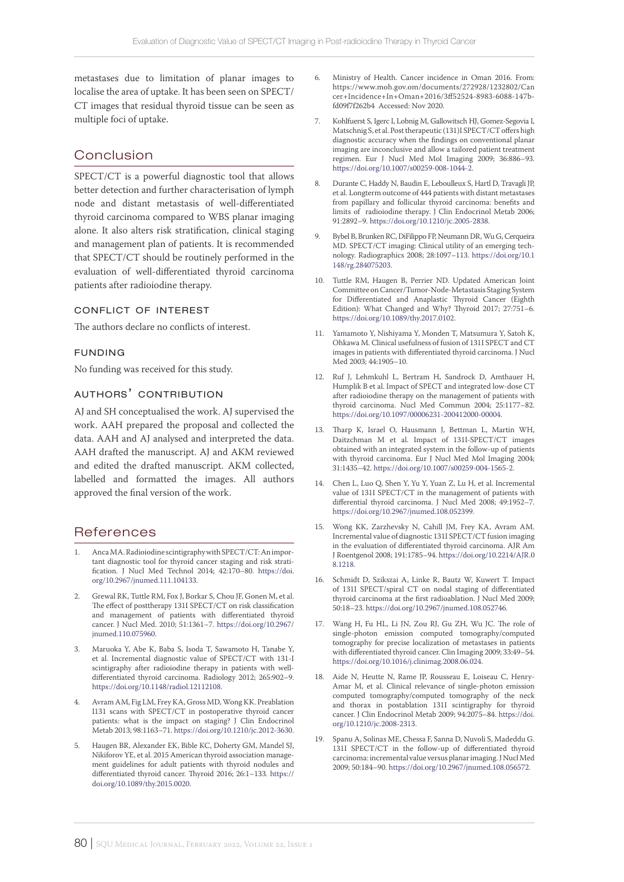metastases due to limitation of planar images to localise the area of uptake. It has been seen on SPECT/CT images that residual thyroid tissue can be seen as multiple foci of uptake.

## Conclusion

SPECT/CT is a powerful diagnostic tool that allows better detection and further characterisation of lymph node and distant metastasis of well-differentiated thyroid carcinoma compared to WBS planar imaging alone. It also alters risk stratification, clinical staging and management plan of patients. It is recommended that SPECT/CT should be routinely performed in the evaluation of well-differentiated thyroid carcinoma patients after radioiodine therapy.

### Conflict of Interest

The authors declare no conflicts of interest.

### Funding

No funding was received for this study.

### Authors' Contribution

AJ and SH conceptualised the work. AJ supervised the work. AAH prepared the proposal and collected the data. AAH and AJ analysed and interpreted the data. AAH drafted the manuscript. AJ and AKM reviewed and edited the drafted manuscript. AKM collected, labelled and formatted the images. All authors approved the final version of the work.

## References

1. Anca MA. Radioiodine scintigraphy with SPECT/CT: An important diagnostic tool for thyroid cancer staging and risk stratification. J Nucl Med Technol 2014; 42:170–80. https://doi.org/10.2967/jnumed.111.104133.
2. Grewal RK, Tuttle RM, Fox J, Borkar S, Chou JF, Gonen M, et al. The effect of posttherapy 131I SPECT/CT on risk classification and management of patients with differentiated thyroid cancer. J Nucl Med. 2010; 51:1361–7. https://doi.org/10.2967/jnumed.110.075960.
3. Maruoka Y, Abe K, Baba S, Isoda T, Sawamoto H, Tanabe Y, et al. Incremental diagnostic value of SPECT/CT with 131-I scintigraphy after radioiodine therapy in patients with well-differentiated thyroid carcinoma. Radiology 2012; 265:902–9. https://doi.org/10.1148/radiol.12112108.
4. Avram AM, Fig LM, Frey KA, Gross MD, Wong KK. Preablation I131 scans with SPECT/CT in postoperative thyroid cancer patients: what is the impact on staging? J Clin Endocrinol Metab 2013; 98:1163–71. https://doi.org/10.1210/jc.2012-3630.
5. Haugen BR, Alexander EK, Bible KC, Doherty GM, Mandel SJ, Nikiforov YE, et al. 2015 American thyroid association management guidelines for adult patients with thyroid nodules and differentiated thyroid cancer. Thyroid 2016; 26:1–133. https://doi.org/10.1089/thy.2015.0020.
6. Ministry of Health. Cancer incidence in Oman 2016. From: https://www.moh.gov.om/documents/272928/1232802/Cancer+Incidence+In+Oman+2016/3ff52524-8983-6088-147b-fd09f7f262b4 Accessed: Nov 2020.
7. Kohlfuerst S, Igerc I, Lobnig M, Gallowitsch HJ, Gomez-Segovia I, Matschnig S, et al. Post therapeutic (131)I SPECT/CT offers high diagnostic accuracy when the findings on conventional planar imaging are inconclusive and allow a tailored patient treatment regimen. Eur J Nucl Med Mol Imaging 2009; 36:886–93. https://doi.org/10.1007/s00259-008-1044-2.
8. Durante C, Haddy N, Baudin E, Leboulleux S, Hartl D, Travagli JP, et al. Longterm outcome of 444 patients with distant metastases from papillary and follicular thyroid carcinoma: benefits and limits of radioiodine therapy. J Clin Endocrinol Metab 2006; 91:2892–9. https://doi.org/10.1210/jc.2005-2838.
9. Bybel B, Brunken RC, DiFilippo FP, Neumann DR, Wu G, Cerqueira MD. SPECT/CT imaging: Clinical utility of an emerging technology. Radiographics 2008; 28:1097–113. https://doi.org/10.1148/rg.284075203.
10. Tuttle RM, Haugen B, Perrier ND. Updated American Joint Committee on Cancer/Tumor-Node-Metastasis Staging System for Differentiated and Anaplastic Thyroid Cancer (Eighth Edition): What Changed and Why? Thyroid 2017; 27:751–6. https://doi.org/10.1089/thy.2017.0102.
11. Yamamoto Y, Nishiyama Y, Monden T, Matsumura Y, Satoh K, Ohkawa M. Clinical usefulness of fusion of 131I SPECT and CT images in patients with differentiated thyroid carcinoma. J Nucl Med 2003; 44:1905–10.
12. Ruf J, Lehmkuhl L, Bertram H, Sandrock D, Amthauer H, Humplik B et al. Impact of SPECT and integrated low-dose CT after radioiodine therapy on the management of patients with thyroid carcinoma. Nucl Med Commun 2004; 25:1177–82. https://doi.org/10.1097/00006231-200412000-00004.
13. Tharp K, Israel O, Hausmann J, Bettman L, Martin WH, Daitzchman M et al. Impact of 131I-SPECT/CT images obtained with an integrated system in the follow-up of patients with thyroid carcinoma. Eur J Nucl Med Mol Imaging 2004; 31:1435–42. https://doi.org/10.1007/s00259-004-1565-2.
14. Chen L, Luo Q, Shen Y, Yu Y, Yuan Z, Lu H, et al. Incremental value of 131I SPECT/CT in the management of patients with differential thyroid carcinoma. J Nucl Med 2008; 49:1952–7. https://doi.org/10.2967/jnumed.108.052399.
15. Wong KK, Zarzhevsky N, Cahill JM, Frey KA, Avram AM. Incremental value of diagnostic 131I SPECT/CT fusion imaging in the evaluation of differentiated thyroid carcinoma. AJR Am J Roentgenol 2008; 191:1785–94. https://doi.org/10.2214/AJR.08.1218.
16. Schmidt D, Szikszai A, Linke R, Bautz W, Kuwert T. Impact of 131I SPECT/spiral CT on nodal staging of differentiated thyroid carcinoma at the first radioablation. J Nucl Med 2009; 50:18–23. https://doi.org/10.2967/jnumed.108.052746.
17. Wang H, Fu HL, Li JN, Zou RJ, Gu ZH, Wu JC. The role of single-photon emission computed tomography/computed tomography for precise localization of metastases in patients with differentiated thyroid cancer. Clin Imaging 2009; 33:49–54. https://doi.org/10.1016/j.clinimag.2008.06.024.
18. Aide N, Heutte N, Rame JP, Rousseau E, Loiseau C, Henry-Amar M, et al. Clinical relevance of single-photon emission computed tomography/computed tomography of the neck and thorax in postablation 131I scintigraphy for thyroid cancer. J Clin Endocrinol Metab 2009; 94:2075–84. https://doi.org/10.1210/jc.2008-2313.
19. Spanu A, Solinas ME, Chessa F, Sanna D, Nuvoli S, Madeddu G. 131I SPECT/CT in the follow-up of differentiated thyroid carcinoma: incremental value versus planar imaging. J Nucl Med 2009; 50:184–90. https://doi.org/10.2967/jnumed.108.056572.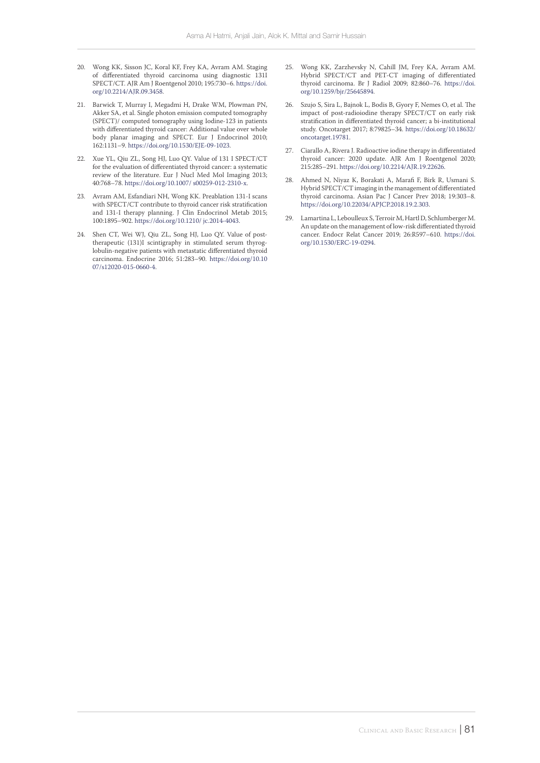20. Wong KK, Sisson JC, Koral KF, Frey KA, Avram AM. Staging of differentiated thyroid carcinoma using diagnostic 131I SPECT/CT. AJR Am J Roentgenol 2010; 195:730–6. https://doi.org/10.2214/AJR.09.3458.

21. Barwick T, Murray I, Megadmi H, Drake WM, Plowman PN, Akker SA, et al. Single photon emission computed tomography (SPECT)/ computed tomography using Iodine-123 in patients with differentiated thyroid cancer: Additional value over whole body planar imaging and SPECT. Eur J Endocrinol 2010; 162:1131–9. https://doi.org/10.1530/EJE-09-1023.

22. Xue YL, Qiu ZL, Song HJ, Luo QY. Value of 131 I SPECT/CT for the evaluation of differentiated thyroid cancer: a systematic review of the literature. Eur J Nucl Med Mol Imaging 2013; 40:768–78. https://doi.org/10.1007/ s00259-012-2310-x.

23. Avram AM, Esfandiari NH, Wong KK. Preablation 131-I scans with SPECT/CT contribute to thyroid cancer risk stratification and 131-I therapy planning. J Clin Endocrinol Metab 2015; 100:1895–902. https://doi.org/10.1210/ jc.2014-4043.

24. Shen CT, Wei WJ, Qiu ZL, Song HJ, Luo QY. Value of post-therapeutic (131)I scintigraphy in stimulated serum thyroglobulin-negative patients with metastatic differentiated thyroid carcinoma. Endocrine 2016; 51:283–90. https://doi.org/10.1007/s12020-015-0660-4.

25. Wong KK, Zarzhevsky N, Cahill JM, Frey KA, Avram AM. Hybrid SPECT/CT and PET-CT imaging of differentiated thyroid carcinoma. Br J Radiol 2009; 82:860–76. https://doi.org/10.1259/bjr/25645894.

26. Szujo S, Sira L, Bajnok L, Bodis B, Gyory F, Nemes O, et al. The impact of post-radioiodine therapy SPECT/CT on early risk stratification in differentiated thyroid cancer; a bi-institutional study. Oncotarget 2017; 8:79825–34. https://doi.org/10.18632/oncotarget.19781.

27. Ciarallo A, Rivera J. Radioactive iodine therapy in differentiated thyroid cancer: 2020 update. AJR Am J Roentgenol 2020; 215:285–291. https://doi.org/10.2214/AJR.19.22626.

28. Ahmed N, Niyaz K, Borakati A, Marafi F, Birk R, Usmani S. Hybrid SPECT/CT imaging in the management of differentiated thyroid carcinoma. Asian Pac J Cancer Prev 2018; 19:303–8. https://doi.org/10.22034/APJCP.2018.19.2.303.

29. Lamartina L, Leboulleux S, Terroir M, Hartl D, Schlumberger M. An update on the management of low-risk differentiated thyroid cancer. Endocr Relat Cancer 2019; 26:R597–610. https://doi.org/10.1530/ERC-19-0294.